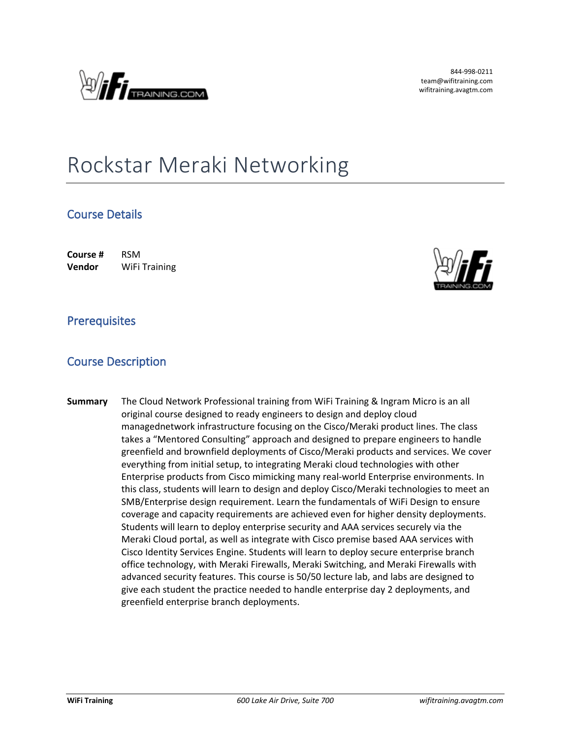844-998-0211
team@wifitraining.com
wifitraining.avagtm.com

# Rockstar Meraki Networking

## Course Details

**Course #** RSM
**Vendor** WiFi Training

## Prerequisites

## Course Description

**Summary** The Cloud Network Professional training from WiFi Training & Ingram Micro is an all original course designed to ready engineers to design and deploy cloud managednetwork infrastructure focusing on the Cisco/Meraki product lines. The class takes a "Mentored Consulting" approach and designed to prepare engineers to handle greenfield and brownfield deployments of Cisco/Meraki products and services. We cover everything from initial setup, to integrating Meraki cloud technologies with other Enterprise products from Cisco mimicking many real-world Enterprise environments. In this class, students will learn to design and deploy Cisco/Meraki technologies to meet an SMB/Enterprise design requirement. Learn the fundamentals of WiFi Design to ensure coverage and capacity requirements are achieved even for higher density deployments. Students will learn to deploy enterprise security and AAA services securely via the Meraki Cloud portal, as well as integrate with Cisco premise based AAA services with Cisco Identity Services Engine. Students will learn to deploy secure enterprise branch office technology, with Meraki Firewalls, Meraki Switching, and Meraki Firewalls with advanced security features. This course is 50/50 lecture lab, and labs are designed to give each student the practice needed to handle enterprise day 2 deployments, and greenfield enterprise branch deployments.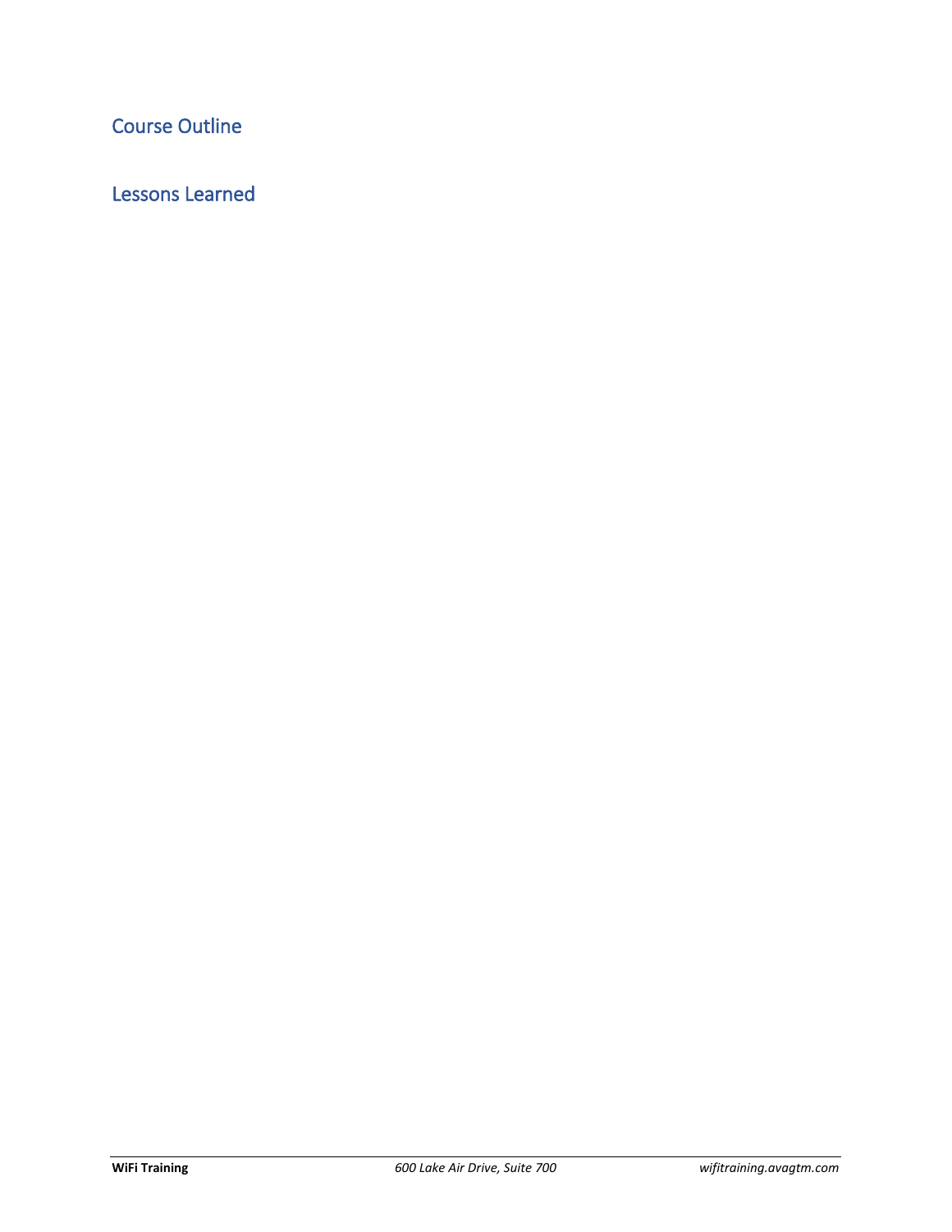## Course Outline

## Lessons Learned